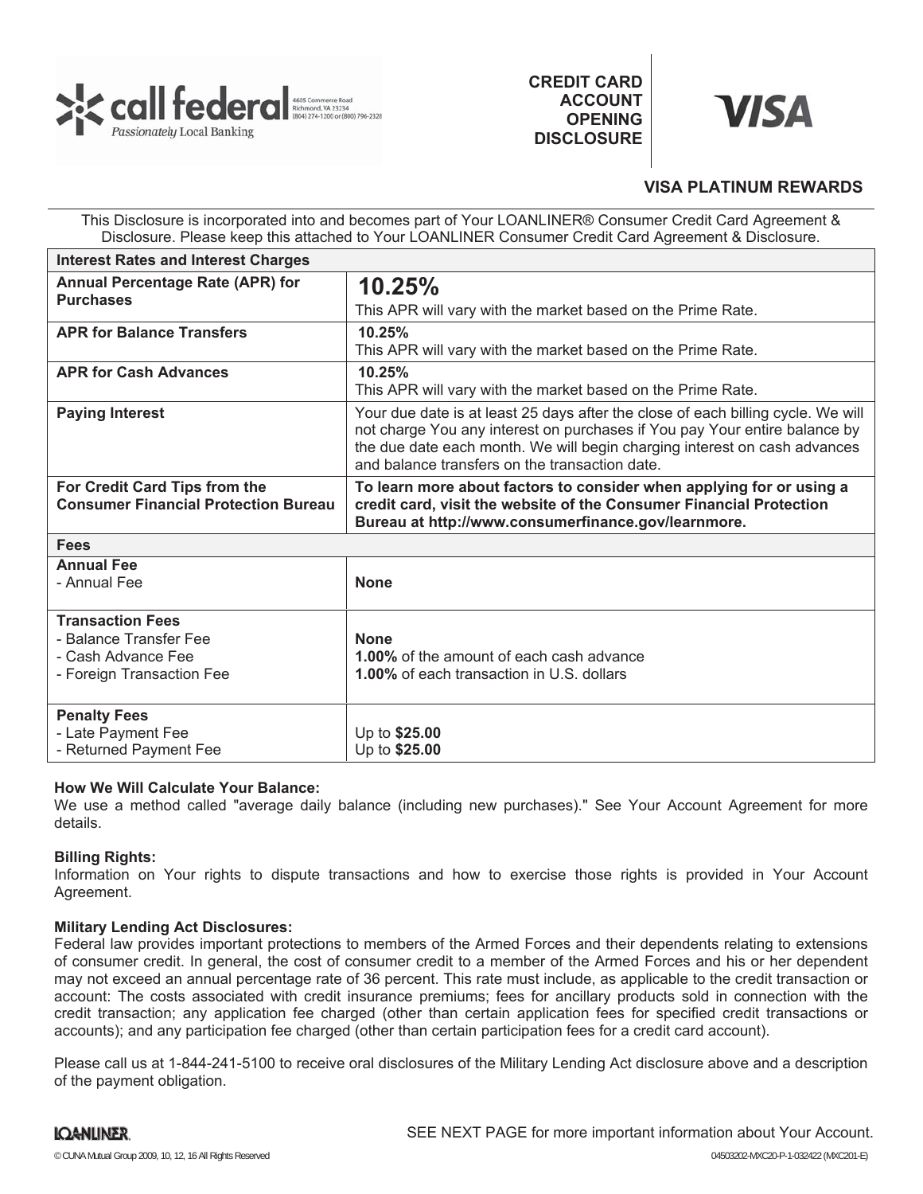call federal
Passionately Local Banking
4605 Commerce Road
Richmond, VA 23234
(804) 274-1200 or (800) 796-2328

# CREDIT CARD ACCOUNT OPENING DISCLOSURE

VISA

## VISA PLATINUM REWARDS

This Disclosure is incorporated into and becomes part of Your LOANLINER® Consumer Credit Card Agreement & Disclosure. Please keep this attached to Your LOANLINER Consumer Credit Card Agreement & Disclosure.

| **Interest Rates and Interest Charges** | |
|---|---|
| **Annual Percentage Rate (APR) for Purchases** | **10.25%**<br>This APR will vary with the market based on the Prime Rate. |
| **APR for Balance Transfers** | **10.25%**<br>This APR will vary with the market based on the Prime Rate. |
| **APR for Cash Advances** | **10.25%**<br>This APR will vary with the market based on the Prime Rate. |
| **Paying Interest** | Your due date is at least 25 days after the close of each billing cycle. We will not charge You any interest on purchases if You pay Your entire balance by the due date each month. We will begin charging interest on cash advances and balance transfers on the transaction date. |
| **For Credit Card Tips from the Consumer Financial Protection Bureau** | **To learn more about factors to consider when applying for or using a credit card, visit the website of the Consumer Financial Protection Bureau at http://www.consumerfinance.gov/learnmore.** |
| **Fees** | |
| **Annual Fee**<br>- Annual Fee | **None** |
| **Transaction Fees**<br>- Balance Transfer Fee<br>- Cash Advance Fee<br>- Foreign Transaction Fee | **None**<br>**1.00%** of the amount of each cash advance<br>**1.00%** of each transaction in U.S. dollars |
| **Penalty Fees**<br>- Late Payment Fee<br>- Returned Payment Fee | Up to **$25.00**<br>Up to **$25.00** |

**How We Will Calculate Your Balance:**
We use a method called "average daily balance (including new purchases)." See Your Account Agreement for more details.

**Billing Rights:**
Information on Your rights to dispute transactions and how to exercise those rights is provided in Your Account Agreement.

**Military Lending Act Disclosures:**
Federal law provides important protections to members of the Armed Forces and their dependents relating to extensions of consumer credit. In general, the cost of consumer credit to a member of the Armed Forces and his or her dependent may not exceed an annual percentage rate of 36 percent. This rate must include, as applicable to the credit transaction or account: The costs associated with credit insurance premiums; fees for ancillary products sold in connection with the credit transaction; any application fee charged (other than certain application fees for specified credit transactions or accounts); and any participation fee charged (other than certain participation fees for a credit card account).

Please call us at 1-844-241-5100 to receive oral disclosures of the Military Lending Act disclosure above and a description of the payment obligation.

LOANLINER

SEE NEXT PAGE for more important information about Your Account.

© CUNA Mutual Group 2009, 10, 12, 16 All Rights Reserved

04503202-MXC20-P-1-032422 (MXC201-E)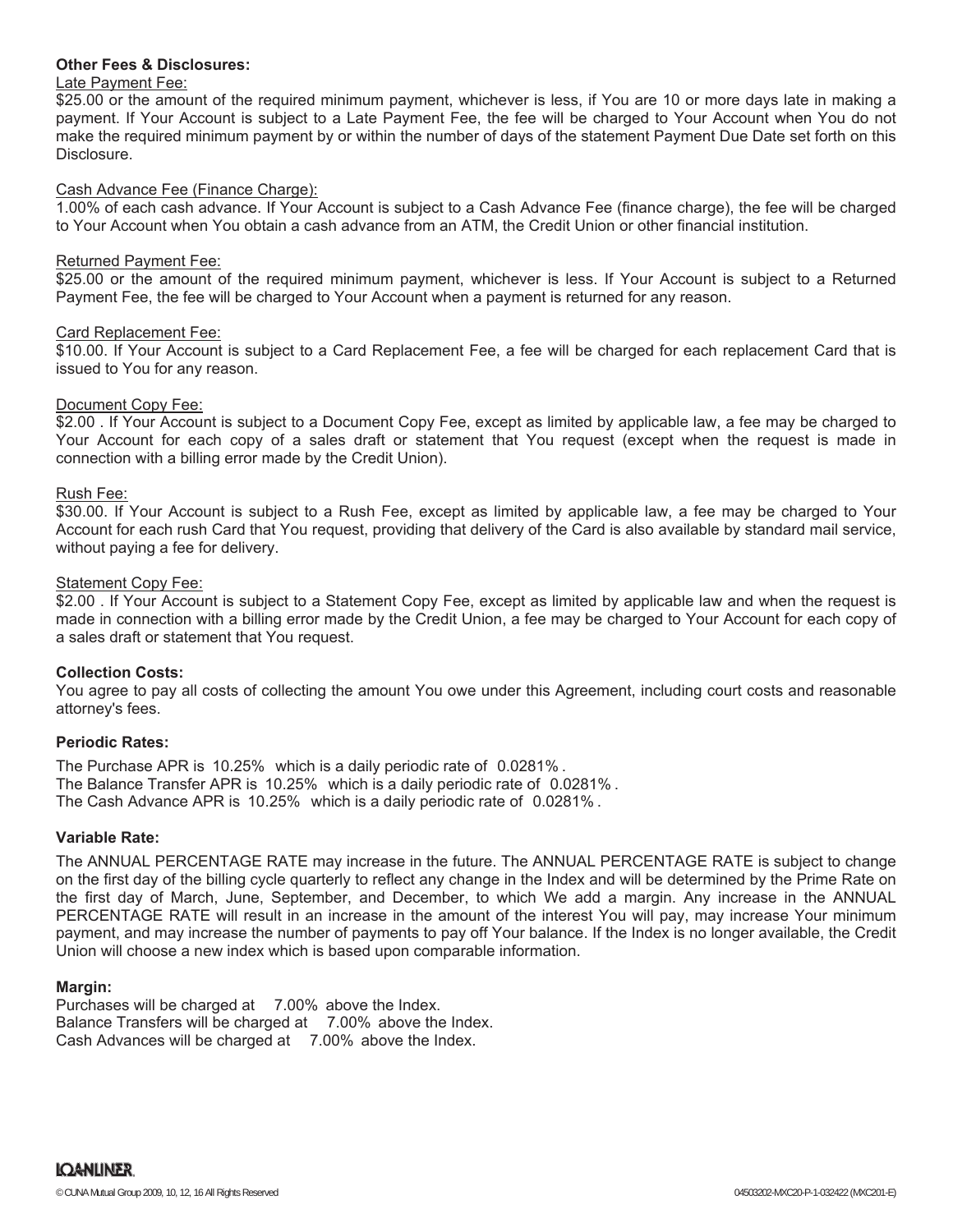**Other Fees & Disclosures:**

Late Payment Fee:

$25.00 or the amount of the required minimum payment, whichever is less, if You are 10 or more days late in making a payment. If Your Account is subject to a Late Payment Fee, the fee will be charged to Your Account when You do not make the required minimum payment by or within the number of days of the statement Payment Due Date set forth on this Disclosure.

Cash Advance Fee (Finance Charge):

1.00% of each cash advance. If Your Account is subject to a Cash Advance Fee (finance charge), the fee will be charged to Your Account when You obtain a cash advance from an ATM, the Credit Union or other financial institution.

Returned Payment Fee:

$25.00 or the amount of the required minimum payment, whichever is less. If Your Account is subject to a Returned Payment Fee, the fee will be charged to Your Account when a payment is returned for any reason.

Card Replacement Fee:

$10.00. If Your Account is subject to a Card Replacement Fee, a fee will be charged for each replacement Card that is issued to You for any reason.

Document Copy Fee:

$2.00 . If Your Account is subject to a Document Copy Fee, except as limited by applicable law, a fee may be charged to Your Account for each copy of a sales draft or statement that You request (except when the request is made in connection with a billing error made by the Credit Union).

Rush Fee:

$30.00. If Your Account is subject to a Rush Fee, except as limited by applicable law, a fee may be charged to Your Account for each rush Card that You request, providing that delivery of the Card is also available by standard mail service, without paying a fee for delivery.

Statement Copy Fee:

$2.00 . If Your Account is subject to a Statement Copy Fee, except as limited by applicable law and when the request is made in connection with a billing error made by the Credit Union, a fee may be charged to Your Account for each copy of a sales draft or statement that You request.

**Collection Costs:**

You agree to pay all costs of collecting the amount You owe under this Agreement, including court costs and reasonable attorney's fees.

**Periodic Rates:**

The Purchase APR is 10.25% which is a daily periodic rate of 0.0281% .
The Balance Transfer APR is 10.25% which is a daily periodic rate of 0.0281% .
The Cash Advance APR is 10.25% which is a daily periodic rate of 0.0281% .

**Variable Rate:**

The ANNUAL PERCENTAGE RATE may increase in the future. The ANNUAL PERCENTAGE RATE is subject to change on the first day of the billing cycle quarterly to reflect any change in the Index and will be determined by the Prime Rate on the first day of March, June, September, and December, to which We add a margin. Any increase in the ANNUAL PERCENTAGE RATE will result in an increase in the amount of the interest You will pay, may increase Your minimum payment, and may increase the number of payments to pay off Your balance. If the Index is no longer available, the Credit Union will choose a new index which is based upon comparable information.

**Margin:**

Purchases will be charged at 7.00% above the Index.
Balance Transfers will be charged at 7.00% above the Index.
Cash Advances will be charged at 7.00% above the Index.

LOANLINER.

© CUNA Mutual Group 2009, 10, 12, 16 All Rights Reserved

04503202-MXC20-P-1-032422 (MXC201-E)